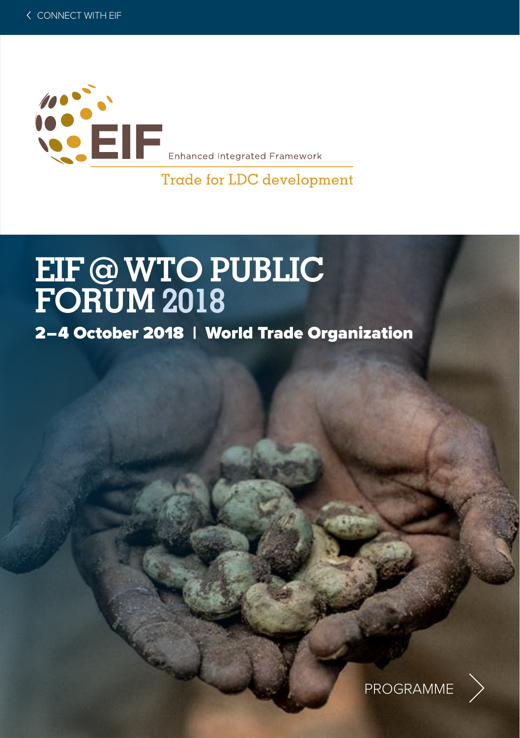‹ CONNECT WITH EIF

EIF

Enhanced Integrated Framework

Trade for LDC development

# EIF @ WTO PUBLIC FORUM 2018

**2–4 October 2018 | World Trade Organization**

PROGRAMME ›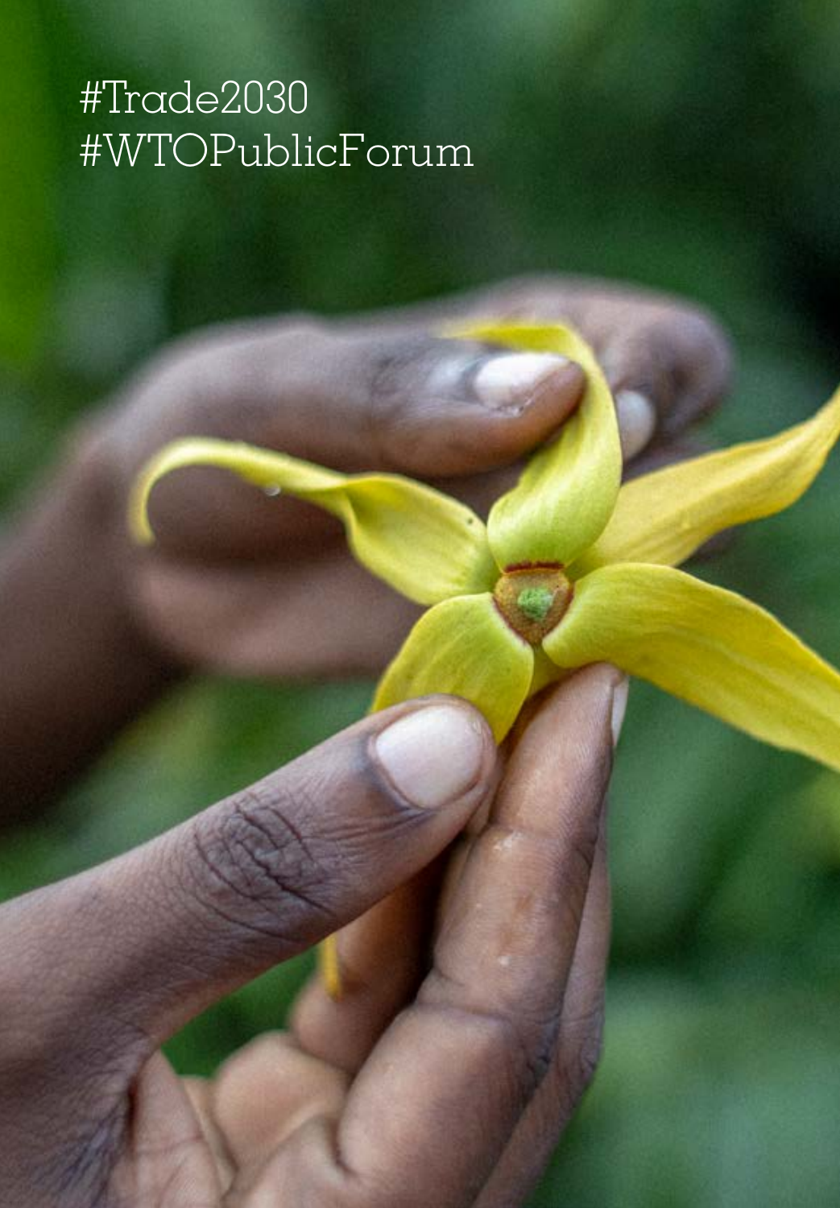#Trade2030
#WTOPublicForum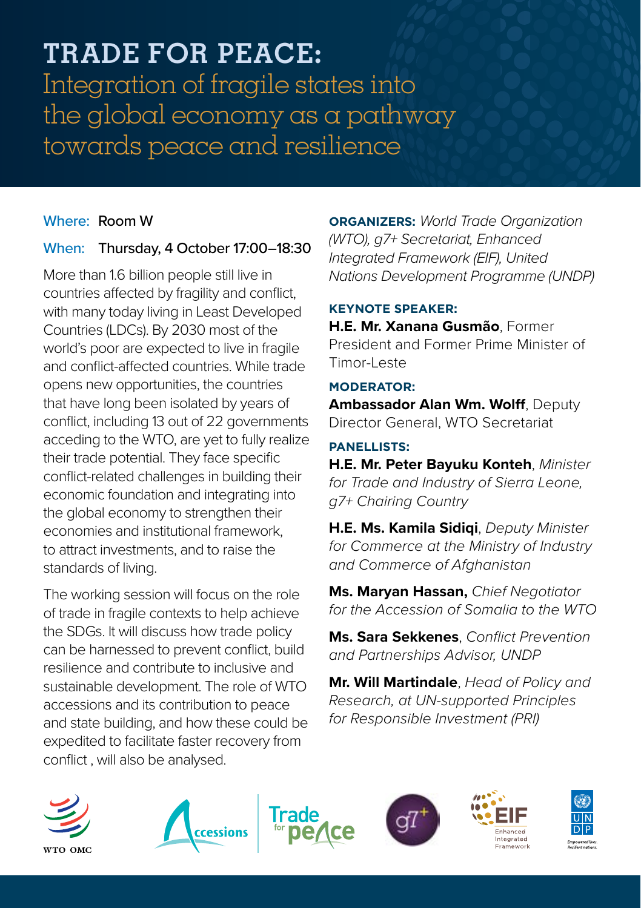# TRADE FOR PEACE:

## Integration of fragile states into the global economy as a pathway towards peace and resilience

**Where:** Room W

**When:** Thursday, 4 October 17:00–18:30

More than 1.6 billion people still live in countries affected by fragility and conflict, with many today living in Least Developed Countries (LDCs). By 2030 most of the world's poor are expected to live in fragile and conflict-affected countries. While trade opens new opportunities, the countries that have long been isolated by years of conflict, including 13 out of 22 governments acceding to the WTO, are yet to fully realize their trade potential. They face specific conflict-related challenges in building their economic foundation and integrating into the global economy to strengthen their economies and institutional framework, to attract investments, and to raise the standards of living.

The working session will focus on the role of trade in fragile contexts to help achieve the SDGs. It will discuss how trade policy can be harnessed to prevent conflict, build resilience and contribute to inclusive and sustainable development. The role of WTO accessions and its contribution to peace and state building, and how these could be expedited to facilitate faster recovery from conflict , will also be analysed.

**ORGANIZERS:** *World Trade Organization (WTO), g7+ Secretariat, Enhanced Integrated Framework (EIF), United Nations Development Programme (UNDP)*

**KEYNOTE SPEAKER:**

**H.E. Mr. Xanana Gusmão**, Former President and Former Prime Minister of Timor-Leste

**MODERATOR:**

**Ambassador Alan Wm. Wolff**, Deputy Director General, WTO Secretariat

**PANELLISTS:**

**H.E. Mr. Peter Bayuku Konteh**, *Minister for Trade and Industry of Sierra Leone, g7+ Chairing Country*

**H.E. Ms. Kamila Sidiqi**, *Deputy Minister for Commerce at the Ministry of Industry and Commerce of Afghanistan*

**Ms. Maryan Hassan,** *Chief Negotiator for the Accession of Somalia to the WTO*

**Ms. Sara Sekkenes**, *Conflict Prevention and Partnerships Advisor, UNDP*

**Mr. Will Martindale**, *Head of Policy and Research, at UN-supported Principles for Responsible Investment (PRI)*

WTO OMC

Accessions

Trade for peace

g7+

EIF Enhanced Integrated Framework

UNDP Empowered lives. Resilient nations.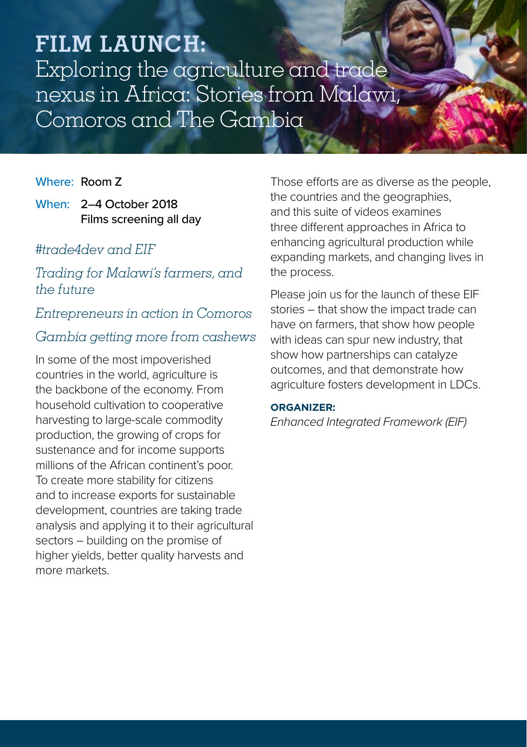# FILM LAUNCH:
## Exploring the agriculture and trade nexus in Africa: Stories from Malawi, Comoros and The Gambia

**Where:** Room Z

**When:** 2–4 October 2018
Films screening all day

*#trade4dev and EIF*

*Trading for Malawi's farmers, and the future*

*Entrepreneurs in action in Comoros*

*Gambia getting more from cashews*

In some of the most impoverished countries in the world, agriculture is the backbone of the economy. From household cultivation to cooperative harvesting to large-scale commodity production, the growing of crops for sustenance and for income supports millions of the African continent's poor. To create more stability for citizens and to increase exports for sustainable development, countries are taking trade analysis and applying it to their agricultural sectors – building on the promise of higher yields, better quality harvests and more markets.

Those efforts are as diverse as the people, the countries and the geographies, and this suite of videos examines three different approaches in Africa to enhancing agricultural production while expanding markets, and changing lives in the process.

Please join us for the launch of these EIF stories – that show the impact trade can have on farmers, that show how people with ideas can spur new industry, that show how partnerships can catalyze outcomes, and that demonstrate how agriculture fosters development in LDCs.

**ORGANIZER:**
*Enhanced Integrated Framework (EIF)*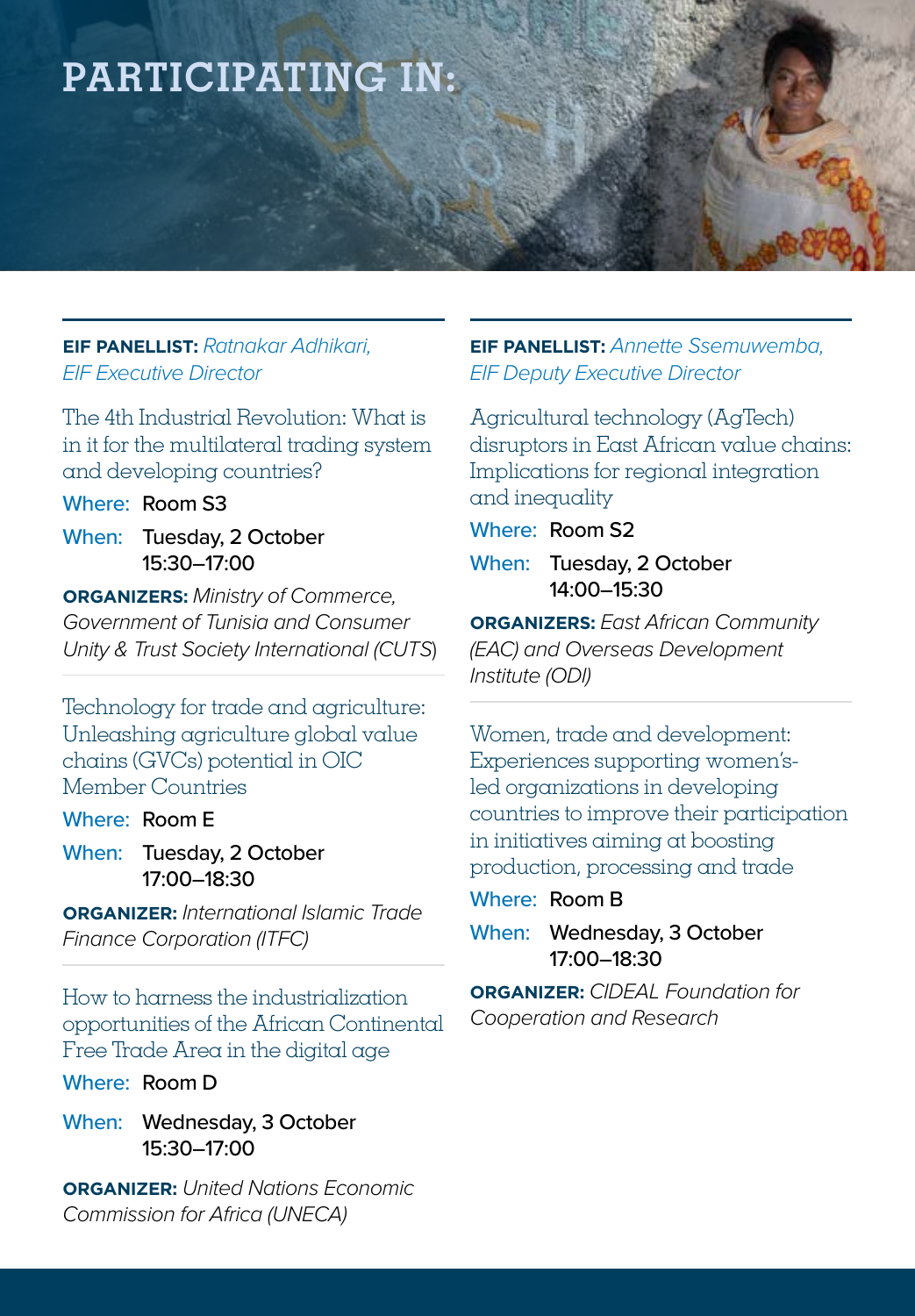# PARTICIPATING IN:

**EIF PANELLIST:** *Ratnakar Adhikari, EIF Executive Director*

The 4th Industrial Revolution: What is in it for the multilateral trading system and developing countries?

Where: Room S3

When: Tuesday, 2 October 15:30–17:00

**ORGANIZERS:** *Ministry of Commerce, Government of Tunisia and Consumer Unity & Trust Society International (CUTS)*

---

Technology for trade and agriculture: Unleashing agriculture global value chains (GVCs) potential in OIC Member Countries

Where: Room E

When: Tuesday, 2 October 17:00–18:30

**ORGANIZER:** *International Islamic Trade Finance Corporation (ITFC)*

---

How to harness the industrialization opportunities of the African Continental Free Trade Area in the digital age

Where: Room D

When: Wednesday, 3 October 15:30–17:00

**ORGANIZER:** *United Nations Economic Commission for Africa (UNECA)*

---

**EIF PANELLIST:** *Annette Ssemuwemba, EIF Deputy Executive Director*

Agricultural technology (AgTech) disruptors in East African value chains: Implications for regional integration and inequality

Where: Room S2

When: Tuesday, 2 October 14:00–15:30

**ORGANIZERS:** *East African Community (EAC) and Overseas Development Institute (ODI)*

---

Women, trade and development: Experiences supporting women's-led organizations in developing countries to improve their participation in initiatives aiming at boosting production, processing and trade

Where: Room B

When: Wednesday, 3 October 17:00–18:30

**ORGANIZER:** *CIDEAL Foundation for Cooperation and Research*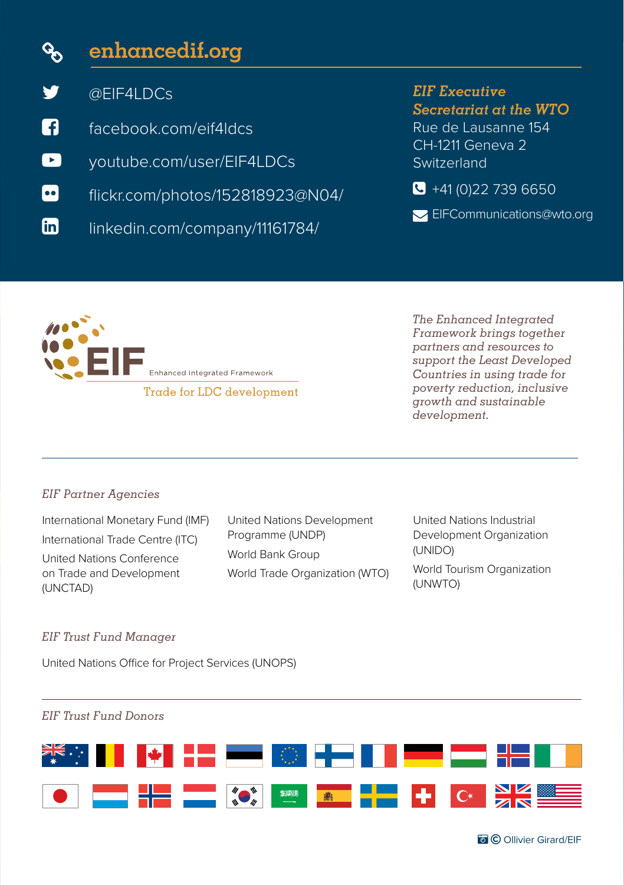enhancedif.org

@EIF4LDCs

facebook.com/eif4ldcs

youtube.com/user/EIF4LDCs

flickr.com/photos/152818923@N04/

linkedin.com/company/11161784/

*EIF Executive Secretariat at the WTO*
Rue de Lausanne 154
CH-1211 Geneva 2
Switzerland

+41 (0)22 739 6650

EIFCommunications@wto.org

EIF Enhanced Integrated Framework

Trade for LDC development

*The Enhanced Integrated Framework brings together partners and resources to support the Least Developed Countries in using trade for poverty reduction, inclusive growth and sustainable development.*

---

*EIF Partner Agencies*

International Monetary Fund (IMF)
International Trade Centre (ITC)
United Nations Conference on Trade and Development (UNCTAD)
United Nations Development Programme (UNDP)
World Bank Group
World Trade Organization (WTO)
United Nations Industrial Development Organization (UNIDO)
World Tourism Organization (UNWTO)

*EIF Trust Fund Manager*

United Nations Office for Project Services (UNOPS)

---

*EIF Trust Fund Donors*

© Ollivier Girard/EIF